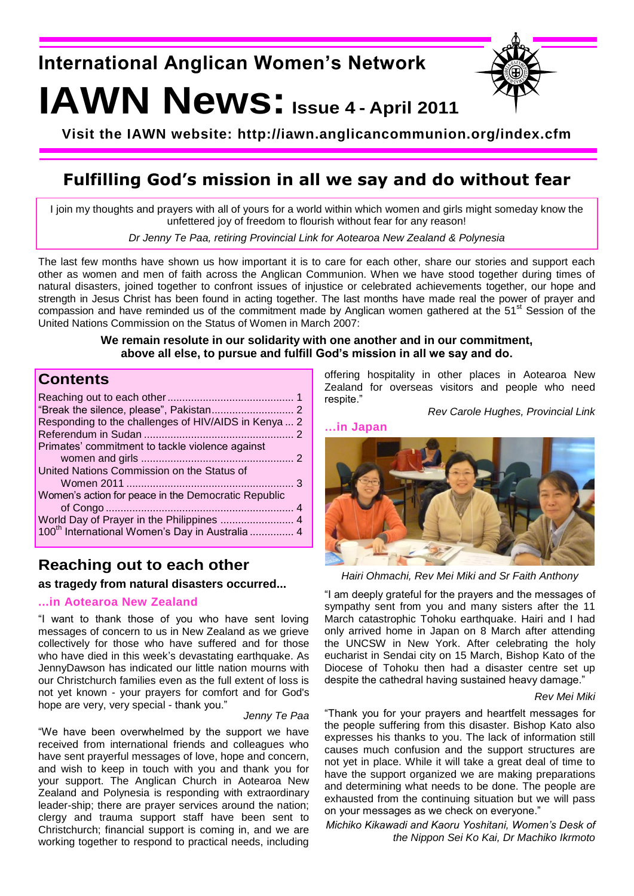# International Anglican Women's Network

# IAWN News: Issue 4 - April 2011

**Visit the IAWN website: http://iawn.anglicancommunion.org/index.cfm**

## Fulfilling God's mission in all we say and do without fear

I join my thoughts and prayers with all of yours for a world within which women and girls might someday know the unfettered joy of freedom to flourish without fear for any reason!

*Dr Jenny Te Paa, retiring Provincial Link for Aotearoa New Zealand & Polynesia*

The last few months have shown us how important it is to care for each other, share our stories and support each other as women and men of faith across the Anglican Communion. When we have stood together during times of natural disasters, joined together to confront issues of injustice or celebrated achievements together, our hope and strength in Jesus Christ has been found in acting together. The last months have made real the power of prayer and compassion and have reminded us of the commitment made by Anglican women gathered at the 51st Session of the United Nations Commission on the Status of Women in March 2007:

**We remain resolute in our solidarity with one another and in our commitment, above all else, to pursue and fulfill God's mission in all we say and do.**

## Contents

- Reaching out to each other ... 1
- "Break the silence, please", Pakistan ... 2
- Responding to the challenges of HIV/AIDS in Kenya ... 2
- Referendum in Sudan ... 2
- Primates' commitment to tackle violence against women and girls ... 2
- United Nations Commission on the Status of Women 2011 ... 3
- Women's action for peace in the Democratic Republic of Congo ... 4
- World Day of Prayer in the Philippines ... 4
- 100th International Women's Day in Australia ... 4

## Reaching out to each other

**as tragedy from natural disasters occurred...**

### ...in Aotearoa New Zealand

"I want to thank those of you who have sent loving messages of concern to us in New Zealand as we grieve collectively for those who have suffered and for those who have died in this week's devastating earthquake. As JennyDawson has indicated our little nation mourns with our Christchurch families even as the full extent of loss is not yet known - your prayers for comfort and for God's hope are very, very special - thank you."

*Jenny Te Paa*

"We have been overwhelmed by the support we have received from international friends and colleagues who have sent prayerful messages of love, hope and concern, and wish to keep in touch with you and thank you for your support. The Anglican Church in Aotearoa New Zealand and Polynesia is responding with extraordinary leader-ship; there are prayer services around the nation; clergy and trauma support staff have been sent to Christchurch; financial support is coming in, and we are working together to respond to practical needs, including offering hospitality in other places in Aotearoa New Zealand for overseas visitors and people who need respite."

*Rev Carole Hughes, Provincial Link*

### ...in Japan

*Hairi Ohmachi, Rev Mei Miki and Sr Faith Anthony*

"I am deeply grateful for the prayers and the messages of sympathy sent from you and many sisters after the 11 March catastrophic Tohoku earthquake. Hairi and I had only arrived home in Japan on 8 March after attending the UNCSW in New York. After celebrating the holy eucharist in Sendai city on 15 March, Bishop Kato of the Diocese of Tohoku then had a disaster centre set up despite the cathedral having sustained heavy damage."

*Rev Mei Miki*

"Thank you for your prayers and heartfelt messages for the people suffering from this disaster. Bishop Kato also expresses his thanks to you. The lack of information still causes much confusion and the support structures are not yet in place. While it will take a great deal of time to have the support organized we are making preparations and determining what needs to be done. The people are exhausted from the continuing situation but we will pass on your messages as we check on everyone."

*Michiko Kikawadi and Kaoru Yoshitani, Women's Desk of the Nippon Sei Ko Kai, Dr Machiko Ikrmoto*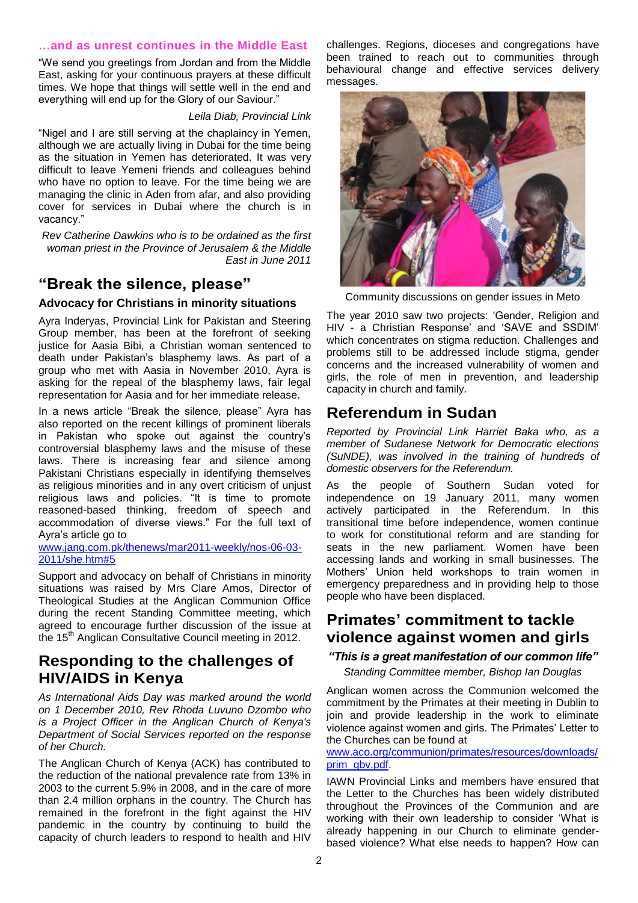### …and as unrest continues in the Middle East

"We send you greetings from Jordan and from the Middle East, asking for your continuous prayers at these difficult times. We hope that things will settle well in the end and everything will end up for the Glory of our Saviour."

*Leila Diab, Provincial Link*

"Nigel and I are still serving at the chaplaincy in Yemen, although we are actually living in Dubai for the time being as the situation in Yemen has deteriorated. It was very difficult to leave Yemeni friends and colleagues behind who have no option to leave. For the time being we are managing the clinic in Aden from afar, and also providing cover for services in Dubai where the church is in vacancy."

*Rev Catherine Dawkins who is to be ordained as the first woman priest in the Province of Jerusalem & the Middle East in June 2011*

## "Break the silence, please"

### Advocacy for Christians in minority situations

Ayra Inderyas, Provincial Link for Pakistan and Steering Group member, has been at the forefront of seeking justice for Aasia Bibi, a Christian woman sentenced to death under Pakistan's blasphemy laws. As part of a group who met with Aasia in November 2010, Ayra is asking for the repeal of the blasphemy laws, fair legal representation for Aasia and for her immediate release.

In a news article "Break the silence, please" Ayra has also reported on the recent killings of prominent liberals in Pakistan who spoke out against the country's controversial blasphemy laws and the misuse of these laws. There is increasing fear and silence among Pakistani Christians especially in identifying themselves as religious minorities and in any overt criticism of unjust religious laws and policies. "It is time to promote reasoned-based thinking, freedom of speech and accommodation of diverse views." For the full text of Ayra's article go to

www.jang.com.pk/thenews/mar2011-weekly/nos-06-03-2011/she.htm#5

Support and advocacy on behalf of Christians in minority situations was raised by Mrs Clare Amos, Director of Theological Studies at the Anglican Communion Office during the recent Standing Committee meeting, which agreed to encourage further discussion of the issue at the 15th Anglican Consultative Council meeting in 2012.

## Responding to the challenges of HIV/AIDS in Kenya

*As International Aids Day was marked around the world on 1 December 2010, Rev Rhoda Luvuno Dzombo who is a Project Officer in the Anglican Church of Kenya's Department of Social Services reported on the response of her Church.*

The Anglican Church of Kenya (ACK) has contributed to the reduction of the national prevalence rate from 13% in 2003 to the current 5.9% in 2008, and in the care of more than 2.4 million orphans in the country. The Church has remained in the forefront in the fight against the HIV pandemic in the country by continuing to build the capacity of church leaders to respond to health and HIV challenges. Regions, dioceses and congregations have been trained to reach out to communities through behavioural change and effective services delivery messages.

Community discussions on gender issues in Meto

The year 2010 saw two projects: 'Gender, Religion and HIV - a Christian Response' and 'SAVE and SSDIM' which concentrates on stigma reduction. Challenges and problems still to be addressed include stigma, gender concerns and the increased vulnerability of women and girls, the role of men in prevention, and leadership capacity in church and family.

## Referendum in Sudan

*Reported by Provincial Link Harriet Baka who, as a member of Sudanese Network for Democratic elections (SuNDE), was involved in the training of hundreds of domestic observers for the Referendum.*

As the people of Southern Sudan voted for independence on 19 January 2011, many women actively participated in the Referendum. In this transitional time before independence, women continue to work for constitutional reform and are standing for seats in the new parliament. Women have been accessing lands and working in small businesses. The Mothers' Union held workshops to train women in emergency preparedness and in providing help to those people who have been displaced.

## Primates' commitment to tackle violence against women and girls

***"This is a great manifestation of our common life"***

*Standing Committee member, Bishop Ian Douglas*

Anglican women across the Communion welcomed the commitment by the Primates at their meeting in Dublin to join and provide leadership in the work to eliminate violence against women and girls. The Primates' Letter to the Churches can be found at

www.aco.org/communion/primates/resources/downloads/prim_gbv.pdf.

IAWN Provincial Links and members have ensured that the Letter to the Churches has been widely distributed throughout the Provinces of the Communion and are working with their own leadership to consider 'What is already happening in our Church to eliminate gender-based violence? What else needs to happen? How can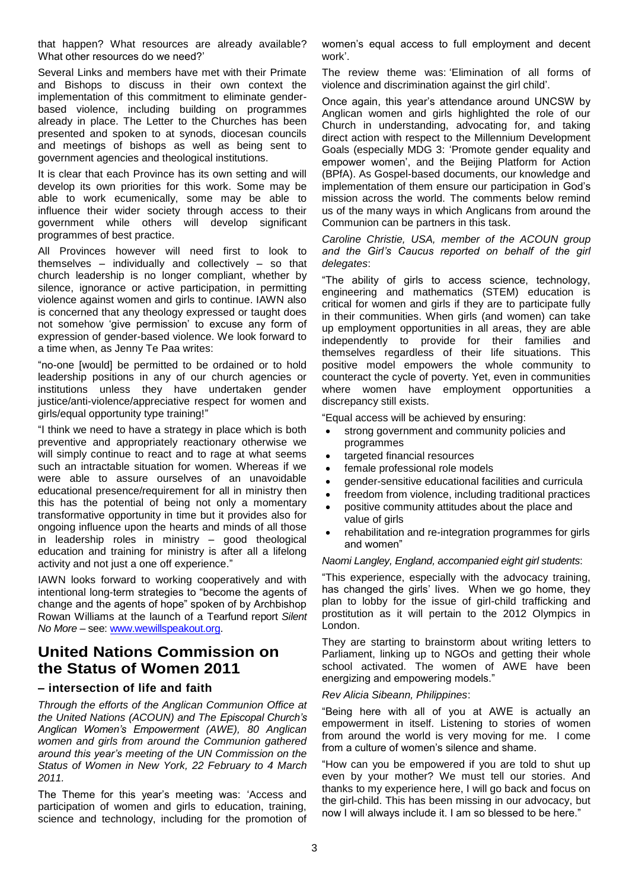that happen? What resources are already available? What other resources do we need?'

Several Links and members have met with their Primate and Bishops to discuss in their own context the implementation of this commitment to eliminate gender-based violence, including building on programmes already in place. The Letter to the Churches has been presented and spoken to at synods, diocesan councils and meetings of bishops as well as being sent to government agencies and theological institutions.

It is clear that each Province has its own setting and will develop its own priorities for this work. Some may be able to work ecumenically, some may be able to influence their wider society through access to their government while others will develop significant programmes of best practice.

All Provinces however will need first to look to themselves – individually and collectively – so that church leadership is no longer compliant, whether by silence, ignorance or active participation, in permitting violence against women and girls to continue. IAWN also is concerned that any theology expressed or taught does not somehow 'give permission' to excuse any form of expression of gender-based violence. We look forward to a time when, as Jenny Te Paa writes:

"no-one [would] be permitted to be ordained or to hold leadership positions in any of our church agencies or institutions unless they have undertaken gender justice/anti-violence/appreciative respect for women and girls/equal opportunity type training!"

"I think we need to have a strategy in place which is both preventive and appropriately reactionary otherwise we will simply continue to react and to rage at what seems such an intractable situation for women. Whereas if we were able to assure ourselves of an unavoidable educational presence/requirement for all in ministry then this has the potential of being not only a momentary transformative opportunity in time but it provides also for ongoing influence upon the hearts and minds of all those in leadership roles in ministry – good theological education and training for ministry is after all a lifelong activity and not just a one off experience."

IAWN looks forward to working cooperatively and with intentional long-term strategies to "become the agents of change and the agents of hope" spoken of by Archbishop Rowan Williams at the launch of a Tearfund report *Silent No More* – see: www.wewillspeakout.org.

## United Nations Commission on the Status of Women 2011

### – intersection of life and faith

*Through the efforts of the Anglican Communion Office at the United Nations (ACOUN) and The Episcopal Church's Anglican Women's Empowerment (AWE), 80 Anglican women and girls from around the Communion gathered around this year's meeting of the UN Commission on the Status of Women in New York, 22 February to 4 March 2011.*

The Theme for this year's meeting was: 'Access and participation of women and girls to education, training, science and technology, including for the promotion of women's equal access to full employment and decent work'.

The review theme was: 'Elimination of all forms of violence and discrimination against the girl child'.

Once again, this year's attendance around UNCSW by Anglican women and girls highlighted the role of our Church in understanding, advocating for, and taking direct action with respect to the Millennium Development Goals (especially MDG 3: 'Promote gender equality and empower women', and the Beijing Platform for Action (BPfA). As Gospel-based documents, our knowledge and implementation of them ensure our participation in God's mission across the world. The comments below remind us of the many ways in which Anglicans from around the Communion can be partners in this task.

*Caroline Christie, USA, member of the ACOUN group and the Girl's Caucus reported on behalf of the girl delegates*:

"The ability of girls to access science, technology, engineering and mathematics (STEM) education is critical for women and girls if they are to participate fully in their communities. When girls (and women) can take up employment opportunities in all areas, they are able independently to provide for their families and themselves regardless of their life situations. This positive model empowers the whole community to counteract the cycle of poverty. Yet, even in communities where women have employment opportunities a discrepancy still exists.

"Equal access will be achieved by ensuring:

- strong government and community policies and programmes
- targeted financial resources
- female professional role models
- gender-sensitive educational facilities and curricula
- freedom from violence, including traditional practices
- positive community attitudes about the place and value of girls
- rehabilitation and re-integration programmes for girls and women"

*Naomi Langley, England, accompanied eight girl students*:

"This experience, especially with the advocacy training, has changed the girls' lives. When we go home, they plan to lobby for the issue of girl-child trafficking and prostitution as it will pertain to the 2012 Olympics in London.

They are starting to brainstorm about writing letters to Parliament, linking up to NGOs and getting their whole school activated. The women of AWE have been energizing and empowering models."

*Rev Alicia Sibeann, Philippines*:

"Being here with all of you at AWE is actually an empowerment in itself. Listening to stories of women from around the world is very moving for me. I come from a culture of women's silence and shame.

"How can you be empowered if you are told to shut up even by your mother? We must tell our stories. And thanks to my experience here, I will go back and focus on the girl-child. This has been missing in our advocacy, but now I will always include it. I am so blessed to be here."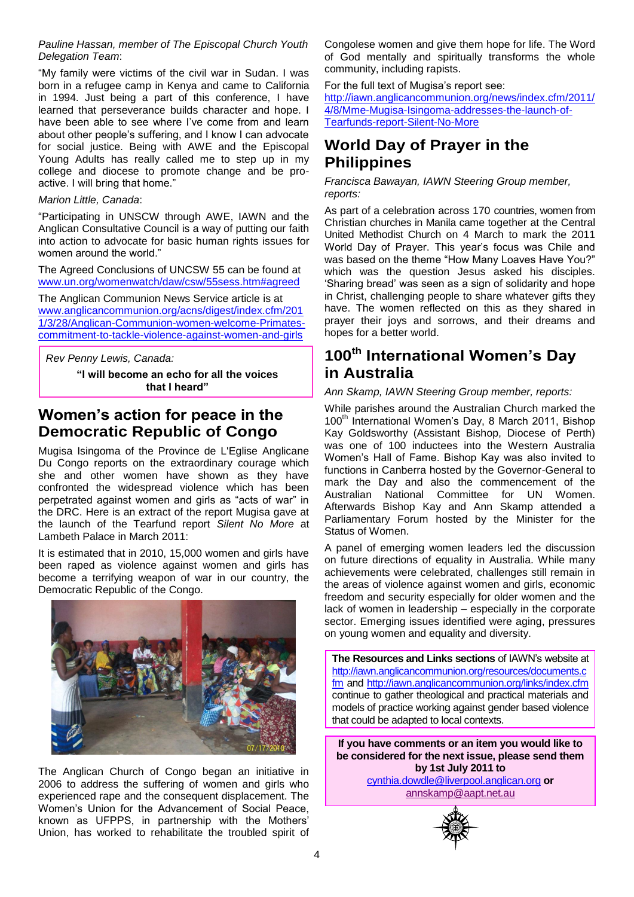*Pauline Hassan, member of The Episcopal Church Youth Delegation Team*:

"My family were victims of the civil war in Sudan. I was born in a refugee camp in Kenya and came to California in 1994. Just being a part of this conference, I have learned that perseverance builds character and hope. I have been able to see where I've come from and learn about other people's suffering, and I know I can advocate for social justice. Being with AWE and the Episcopal Young Adults has really called me to step up in my college and diocese to promote change and be pro-active. I will bring that home."

*Marion Little, Canada*:

"Participating in UNSCW through AWE, IAWN and the Anglican Consultative Council is a way of putting our faith into action to advocate for basic human rights issues for women around the world."

The Agreed Conclusions of UNCSW 55 can be found at www.un.org/womenwatch/daw/csw/55sess.htm#agreed

The Anglican Communion News Service article is at www.anglicancommunion.org/acns/digest/index.cfm/2011/3/28/Anglican-Communion-women-welcome-Primates-commitment-to-tackle-violence-against-women-and-girls

*Rev Penny Lewis, Canada:*

**"I will become an echo for all the voices that I heard"**

## Women's action for peace in the Democratic Republic of Congo

Mugisa Isingoma of the Province de L'Eglise Anglicane Du Congo reports on the extraordinary courage which she and other women have shown as they have confronted the widespread violence which has been perpetrated against women and girls as "acts of war" in the DRC. Here is an extract of the report Mugisa gave at the launch of the Tearfund report *Silent No More* at Lambeth Palace in March 2011:

It is estimated that in 2010, 15,000 women and girls have been raped as violence against women and girls has become a terrifying weapon of war in our country, the Democratic Republic of the Congo.

The Anglican Church of Congo began an initiative in 2006 to address the suffering of women and girls who experienced rape and the consequent displacement. The Women's Union for the Advancement of Social Peace, known as UFPPS, in partnership with the Mothers' Union, has worked to rehabilitate the troubled spirit of Congolese women and give them hope for life. The Word of God mentally and spiritually transforms the whole community, including rapists.

For the full text of Mugisa's report see: http://iawn.anglicancommunion.org/news/index.cfm/2011/4/8/Mme-Mugisa-Isingoma-addresses-the-launch-of-Tearfunds-report-Silent-No-More

## World Day of Prayer in the Philippines

*Francisca Bawayan, IAWN Steering Group member, reports:*

As part of a celebration across 170 countries, women from Christian churches in Manila came together at the Central United Methodist Church on 4 March to mark the 2011 World Day of Prayer. This year's focus was Chile and was based on the theme "How Many Loaves Have You?" which was the question Jesus asked his disciples. 'Sharing bread' was seen as a sign of solidarity and hope in Christ, challenging people to share whatever gifts they have. The women reflected on this as they shared in prayer their joys and sorrows, and their dreams and hopes for a better world.

## 100th International Women's Day in Australia

*Ann Skamp, IAWN Steering Group member, reports:*

While parishes around the Australian Church marked the 100th International Women's Day, 8 March 2011, Bishop Kay Goldsworthy (Assistant Bishop, Diocese of Perth) was one of 100 inductees into the Western Australia Women's Hall of Fame. Bishop Kay was also invited to functions in Canberra hosted by the Governor-General to mark the Day and also the commencement of the Australian National Committee for UN Women. Afterwards Bishop Kay and Ann Skamp attended a Parliamentary Forum hosted by the Minister for the Status of Women.

A panel of emerging women leaders led the discussion on future directions of equality in Australia. While many achievements were celebrated, challenges still remain in the areas of violence against women and girls, economic freedom and security especially for older women and the lack of women in leadership – especially in the corporate sector. Emerging issues identified were aging, pressures on young women and equality and diversity.

**The Resources and Links sections** of IAWN's website at http://iawn.anglicancommunion.org/resources/documents.cfm and http://iawn.anglicancommunion.org/links/index.cfm continue to gather theological and practical materials and models of practice working against gender based violence that could be adapted to local contexts.

**If you have comments or an item you would like to be considered for the next issue, please send them by 1st July 2011 to**
cynthia.dowdle@liverpool.anglican.org **or** annskamp@aapt.net.au